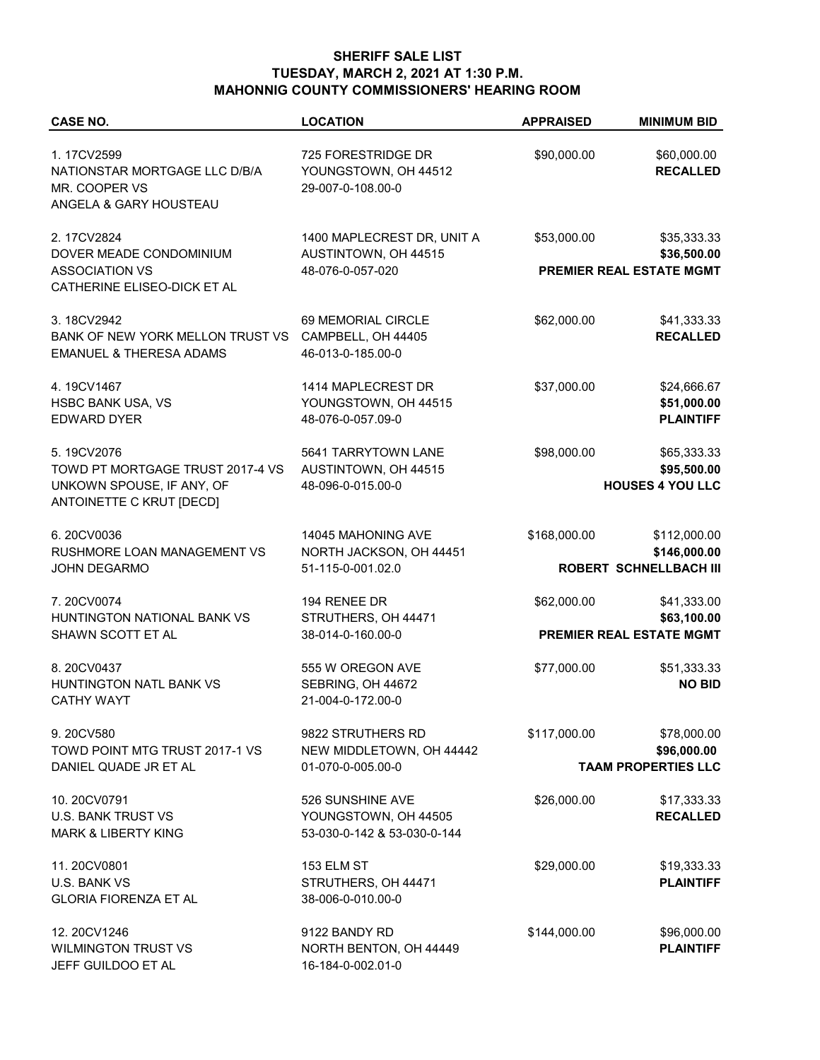# SHERIFF SALE LIST
## TUESDAY, MARCH 2, 2021 AT 1:30 P.M.
## MAHONNIG COUNTY COMMISSIONERS' HEARING ROOM

| CASE NO. | LOCATION | APPRAISED | MINIMUM BID |
|---|---|---|---|
| 1. 17CV2599<br>NATIONSTAR MORTGAGE LLC D/B/A MR. COOPER VS<br>ANGELA & GARY HOUSTEAU | 725 FORESTRIDGE DR<br>YOUNGSTOWN, OH 44512<br>29-007-0-108.00-0 | $90,000.00 | $60,000.00<br>**RECALLED** |
| 2. 17CV2824<br>DOVER MEADE CONDOMINIUM ASSOCIATION VS<br>CATHERINE ELISEO-DICK ET AL | 1400 MAPLECREST DR, UNIT A<br>AUSTINTOWN, OH 44515<br>48-076-0-057-020 | $53,000.00 | $35,333.33<br>**$36,500.00**<br>**PREMIER REAL ESTATE MGMT** |
| 3. 18CV2942<br>BANK OF NEW YORK MELLON TRUST VS<br>EMANUEL & THERESA ADAMS | 69 MEMORIAL CIRCLE<br>CAMPBELL, OH 44405<br>46-013-0-185.00-0 | $62,000.00 | $41,333.33<br>**RECALLED** |
| 4. 19CV1467<br>HSBC BANK USA, VS<br>EDWARD DYER | 1414 MAPLECREST DR<br>YOUNGSTOWN, OH 44515<br>48-076-0-057.09-0 | $37,000.00 | $24,666.67<br>**$51,000.00**<br>**PLAINTIFF** |
| 5. 19CV2076<br>TOWD PT MORTGAGE TRUST 2017-4 VS<br>UNKOWN SPOUSE, IF ANY, OF ANTOINETTE C KRUT [DECD] | 5641 TARRYTOWN LANE<br>AUSTINTOWN, OH 44515<br>48-096-0-015.00-0 | $98,000.00 | $65,333.33<br>**$95,500.00**<br>**HOUSES 4 YOU LLC** |
| 6. 20CV0036<br>RUSHMORE LOAN MANAGEMENT VS<br>JOHN DEGARMO | 14045 MAHONING AVE<br>NORTH JACKSON, OH 44451<br>51-115-0-001.02.0 | $168,000.00 | $112,000.00<br>**$146,000.00**<br>**ROBERT SCHNELLBACH III** |
| 7. 20CV0074<br>HUNTINGTON NATIONAL BANK VS<br>SHAWN SCOTT ET AL | 194 RENEE DR<br>STRUTHERS, OH 44471<br>38-014-0-160.00-0 | $62,000.00 | $41,333.00<br>**$63,100.00**<br>**PREMIER REAL ESTATE MGMT** |
| 8. 20CV0437<br>HUNTINGTON NATL BANK VS<br>CATHY WAYT | 555 W OREGON AVE<br>SEBRING, OH 44672<br>21-004-0-172.00-0 | $77,000.00 | $51,333.33<br>**NO BID** |
| 9. 20CV580<br>TOWD POINT MTG TRUST 2017-1 VS<br>DANIEL QUADE JR ET AL | 9822 STRUTHERS RD<br>NEW MIDDLETOWN, OH 44442<br>01-070-0-005.00-0 | $117,000.00 | $78,000.00<br>**$96,000.00**<br>**TAAM PROPERTIES LLC** |
| 10. 20CV0791<br>U.S. BANK TRUST VS<br>MARK & LIBERTY KING | 526 SUNSHINE AVE<br>YOUNGSTOWN, OH 44505<br>53-030-0-142 & 53-030-0-144 | $26,000.00 | $17,333.33<br>**RECALLED** |
| 11. 20CV0801<br>U.S. BANK VS<br>GLORIA FIORENZA ET AL | 153 ELM ST<br>STRUTHERS, OH 44471<br>38-006-0-010.00-0 | $29,000.00 | $19,333.33<br>**PLAINTIFF** |
| 12. 20CV1246<br>WILMINGTON TRUST VS<br>JEFF GUILDOO ET AL | 9122 BANDY RD<br>NORTH BENTON, OH 44449<br>16-184-0-002.01-0 | $144,000.00 | $96,000.00<br>**PLAINTIFF** |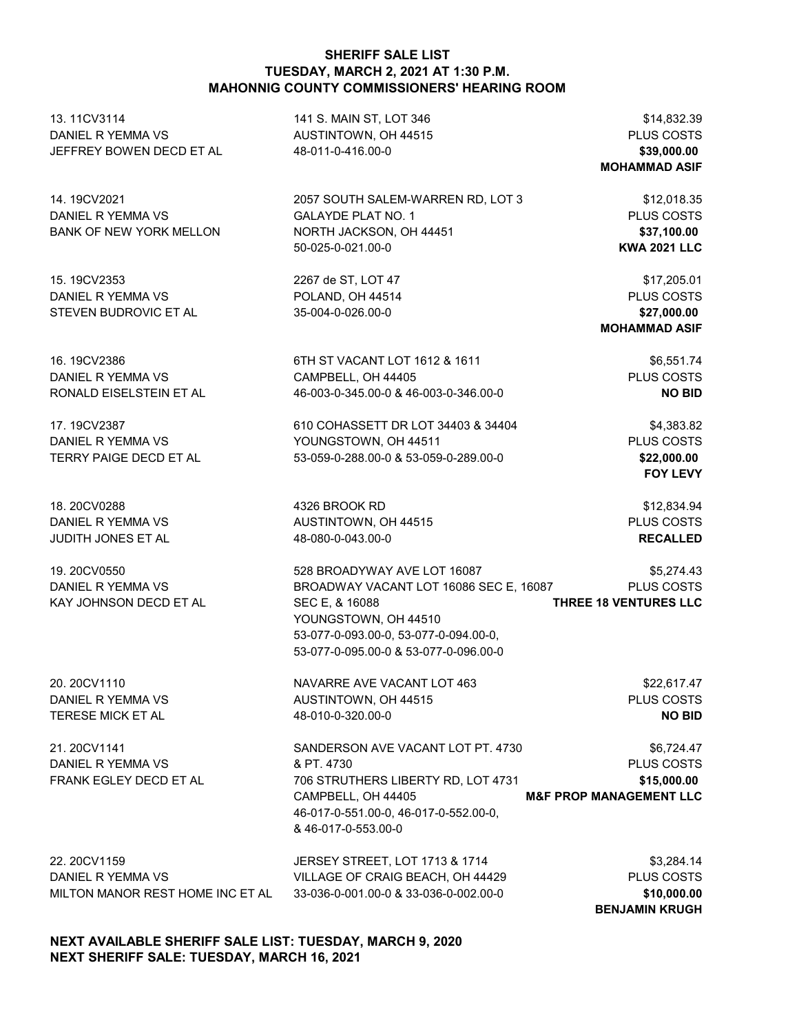**SHERIFF SALE LIST**
**TUESDAY, MARCH 2, 2021 AT 1:30 P.M.**
**MAHONNIG COUNTY COMMISSIONERS' HEARING ROOM**

| | | |
|---|---|---|
| 13. 11CV3114<br>DANIEL R YEMMA VS<br>JEFFREY BOWEN DECD ET AL | 141 S. MAIN ST, LOT 346<br>AUSTINTOWN, OH 44515<br>48-011-0-416.00-0 | $14,832.39<br>PLUS COSTS<br>**$39,000.00**<br>**MOHAMMAD ASIF** |
| 14. 19CV2021<br>DANIEL R YEMMA VS<br>BANK OF NEW YORK MELLON | 2057 SOUTH SALEM-WARREN RD, LOT 3<br>GALAYDE PLAT NO. 1<br>NORTH JACKSON, OH 44451<br>50-025-0-021.00-0 | $12,018.35<br>PLUS COSTS<br>**$37,100.00**<br>**KWA 2021 LLC** |
| 15. 19CV2353<br>DANIEL R YEMMA VS<br>STEVEN BUDROVIC ET AL | 2267 de ST, LOT 47<br>POLAND, OH 44514<br>35-004-0-026.00-0 | $17,205.01<br>PLUS COSTS<br>**$27,000.00**<br>**MOHAMMAD ASIF** |
| 16. 19CV2386<br>DANIEL R YEMMA VS<br>RONALD EISELSTEIN ET AL | 6TH ST VACANT LOT 1612 & 1611<br>CAMPBELL, OH 44405<br>46-003-0-345.00-0 & 46-003-0-346.00-0 | $6,551.74<br>PLUS COSTS<br>**NO BID** |
| 17. 19CV2387<br>DANIEL R YEMMA VS<br>TERRY PAIGE DECD ET AL | 610 COHASSETT DR LOT 34403 & 34404<br>YOUNGSTOWN, OH 44511<br>53-059-0-288.00-0 & 53-059-0-289.00-0 | $4,383.82<br>PLUS COSTS<br>**$22,000.00**<br>**FOY LEVY** |
| 18. 20CV0288<br>DANIEL R YEMMA VS<br>JUDITH JONES ET AL | 4326 BROOK RD<br>AUSTINTOWN, OH 44515<br>48-080-0-043.00-0 | $12,834.94<br>PLUS COSTS<br>**RECALLED** |
| 19. 20CV0550<br>DANIEL R YEMMA VS<br>KAY JOHNSON DECD ET AL | 528 BROADYWAY AVE LOT 16087<br>BROADWAY VACANT LOT 16086 SEC E, 16087<br>SEC E, & 16088<br>YOUNGSTOWN, OH 44510<br>53-077-0-093.00-0, 53-077-0-094.00-0,<br>53-077-0-095.00-0 & 53-077-0-096.00-0 | $5,274.43<br>PLUS COSTS<br>**THREE 18 VENTURES LLC** |
| 20. 20CV1110<br>DANIEL R YEMMA VS<br>TERESE MICK ET AL | NAVARRE AVE VACANT LOT 463<br>AUSTINTOWN, OH 44515<br>48-010-0-320.00-0 | $22,617.47<br>PLUS COSTS<br>**NO BID** |
| 21. 20CV1141<br>DANIEL R YEMMA VS<br>FRANK EGLEY DECD ET AL | SANDERSON AVE VACANT LOT PT. 4730<br>& PT. 4730<br>706 STRUTHERS LIBERTY RD, LOT 4731<br>CAMPBELL, OH 44405<br>46-017-0-551.00-0, 46-017-0-552.00-0,<br>& 46-017-0-553.00-0 | $6,724.47<br>PLUS COSTS<br>**$15,000.00**<br>**M&F PROP MANAGEMENT LLC** |
| 22. 20CV1159<br>DANIEL R YEMMA VS<br>MILTON MANOR REST HOME INC ET AL | JERSEY STREET, LOT 1713 & 1714<br>VILLAGE OF CRAIG BEACH, OH 44429<br>33-036-0-001.00-0 & 33-036-0-002.00-0 | $3,284.14<br>PLUS COSTS<br>**$10,000.00**<br>**BENJAMIN KRUGH** |

**NEXT AVAILABLE SHERIFF SALE LIST: TUESDAY, MARCH 9, 2020**
**NEXT SHERIFF SALE: TUESDAY, MARCH 16, 2021**